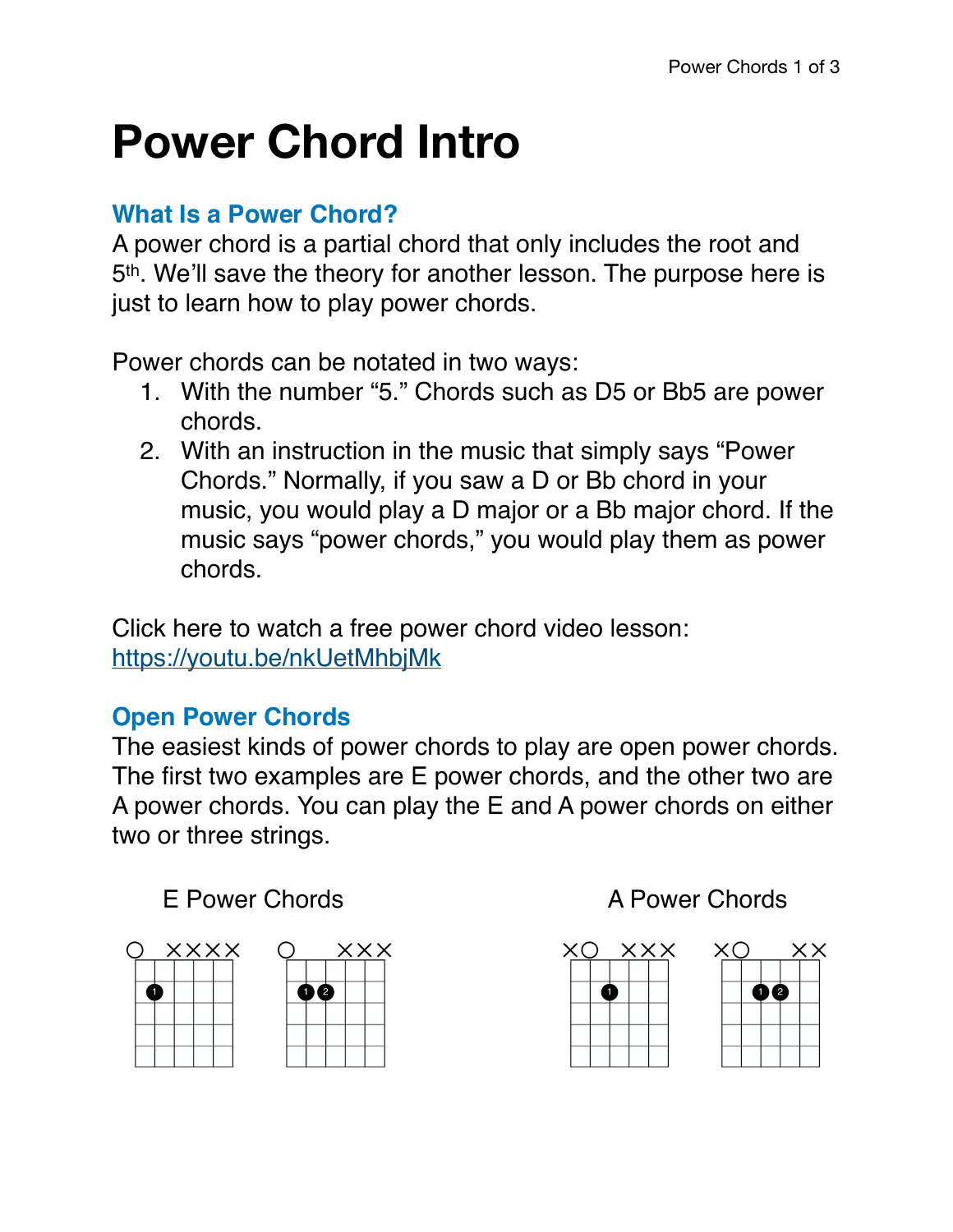# Power Chord Intro

## What Is a Power Chord?

A power chord is a partial chord that only includes the root and 5th. We'll save the theory for another lesson. The purpose here is just to learn how to play power chords.

Power chords can be notated in two ways:

1. With the number "5." Chords such as D5 or Bb5 are power chords.
2. With an instruction in the music that simply says "Power Chords." Normally, if you saw a D or Bb chord in your music, you would play a D major or a Bb major chord. If the music says "power chords," you would play them as power chords.

Click here to watch a free power chord video lesson: [https://youtu.be/nkUetMhbjMk](https://youtu.be/nkUetMhbjMk)

## Open Power Chords

The easiest kinds of power chords to play are open power chords. The first two examples are E power chords, and the other two are A power chords. You can play the E and A power chords on either two or three strings.

E Power Chords

A Power Chords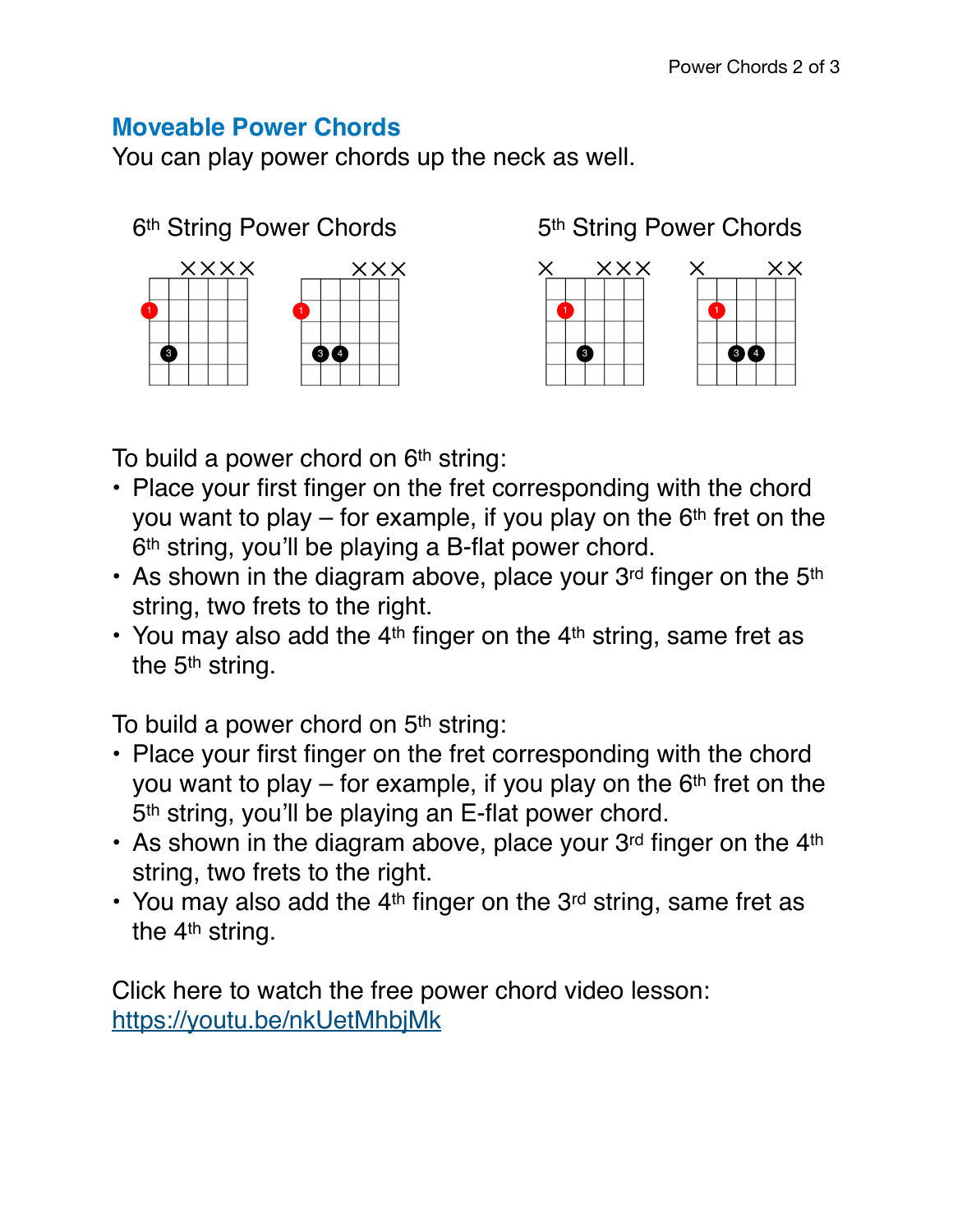## Moveable Power Chords

You can play power chords up the neck as well.

6th String Power Chords

5th String Power Chords

To build a power chord on 6th string:

- Place your first finger on the fret corresponding with the chord you want to play – for example, if you play on the 6th fret on the 6th string, you'll be playing a B-flat power chord.
- As shown in the diagram above, place your 3rd finger on the 5th string, two frets to the right.
- You may also add the 4th finger on the 4th string, same fret as the 5th string.

To build a power chord on 5th string:

- Place your first finger on the fret corresponding with the chord you want to play – for example, if you play on the 6th fret on the 5th string, you'll be playing an E-flat power chord.
- As shown in the diagram above, place your 3rd finger on the 4th string, two frets to the right.
- You may also add the 4th finger on the 3rd string, same fret as the 4th string.

Click here to watch the free power chord video lesson:
[https://youtu.be/nkUetMhbjMk](https://youtu.be/nkUetMhbjMk)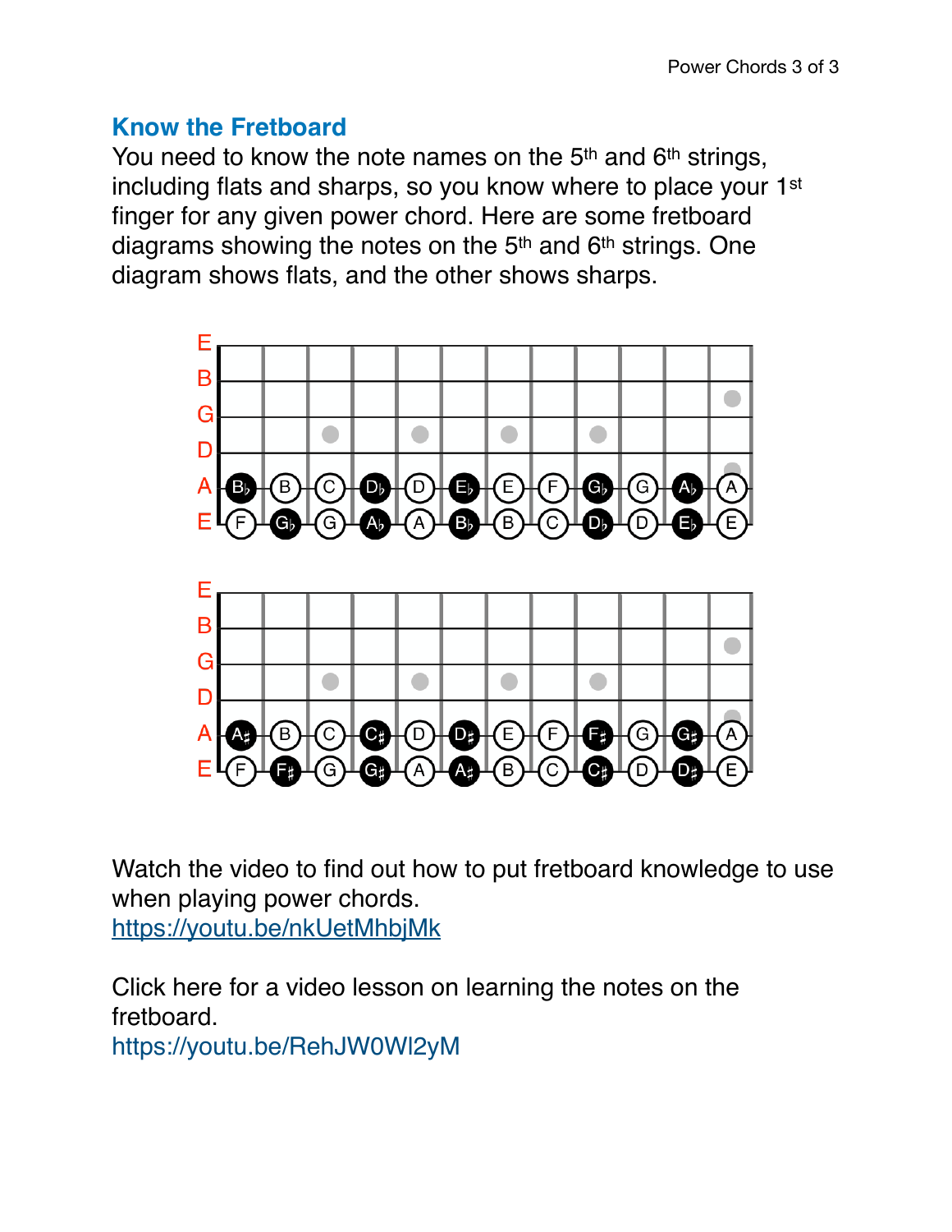## Know the Fretboard

You need to know the note names on the 5th and 6th strings, including flats and sharps, so you know where to place your 1st finger for any given power chord. Here are some fretboard diagrams showing the notes on the 5th and 6th strings. One diagram shows flats, and the other shows sharps.

E
B
G
D
A B♭ B C D♭ D E♭ E F G♭ G A♭ A
E F G♭ G A♭ A B♭ B C D♭ D E♭ E

E
B
G
D
A A♯ B C C♯ D D♯ E F F♯ G G♯ A
E F F♯ G G♯ A A♯ B C C♯ D D♯ E

Watch the video to find out how to put fretboard knowledge to use when playing power chords.
[https://youtu.be/nkUetMhbjMk](https://youtu.be/nkUetMhbjMk)

Click here for a video lesson on learning the notes on the fretboard.
https://youtu.be/RehJW0Wl2yM